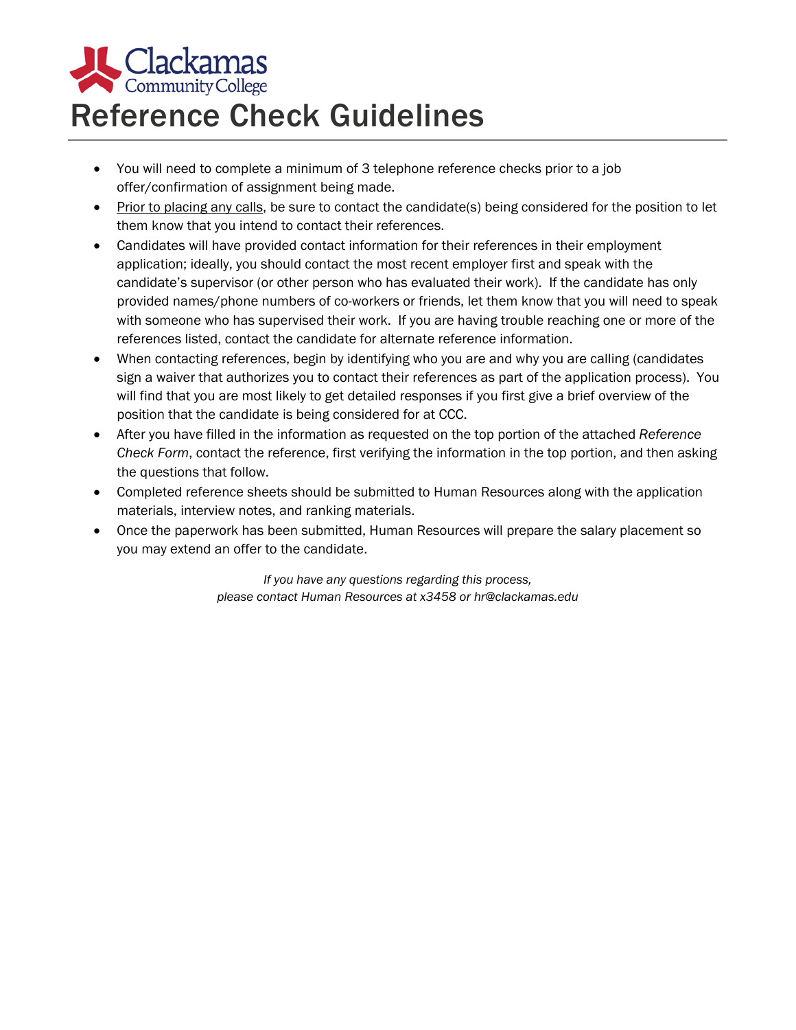Clackamas Community College

# Reference Check Guidelines

- You will need to complete a minimum of 3 telephone reference checks prior to a job offer/confirmation of assignment being made.
- Prior to placing any calls, be sure to contact the candidate(s) being considered for the position to let them know that you intend to contact their references.
- Candidates will have provided contact information for their references in their employment application; ideally, you should contact the most recent employer first and speak with the candidate's supervisor (or other person who has evaluated their work). If the candidate has only provided names/phone numbers of co-workers or friends, let them know that you will need to speak with someone who has supervised their work. If you are having trouble reaching one or more of the references listed, contact the candidate for alternate reference information.
- When contacting references, begin by identifying who you are and why you are calling (candidates sign a waiver that authorizes you to contact their references as part of the application process). You will find that you are most likely to get detailed responses if you first give a brief overview of the position that the candidate is being considered for at CCC.
- After you have filled in the information as requested on the top portion of the attached *Reference Check Form*, contact the reference, first verifying the information in the top portion, and then asking the questions that follow.
- Completed reference sheets should be submitted to Human Resources along with the application materials, interview notes, and ranking materials.
- Once the paperwork has been submitted, Human Resources will prepare the salary placement so you may extend an offer to the candidate.

*If you have any questions regarding this process,*
*please contact Human Resources at x3458 or hr@clackamas.edu*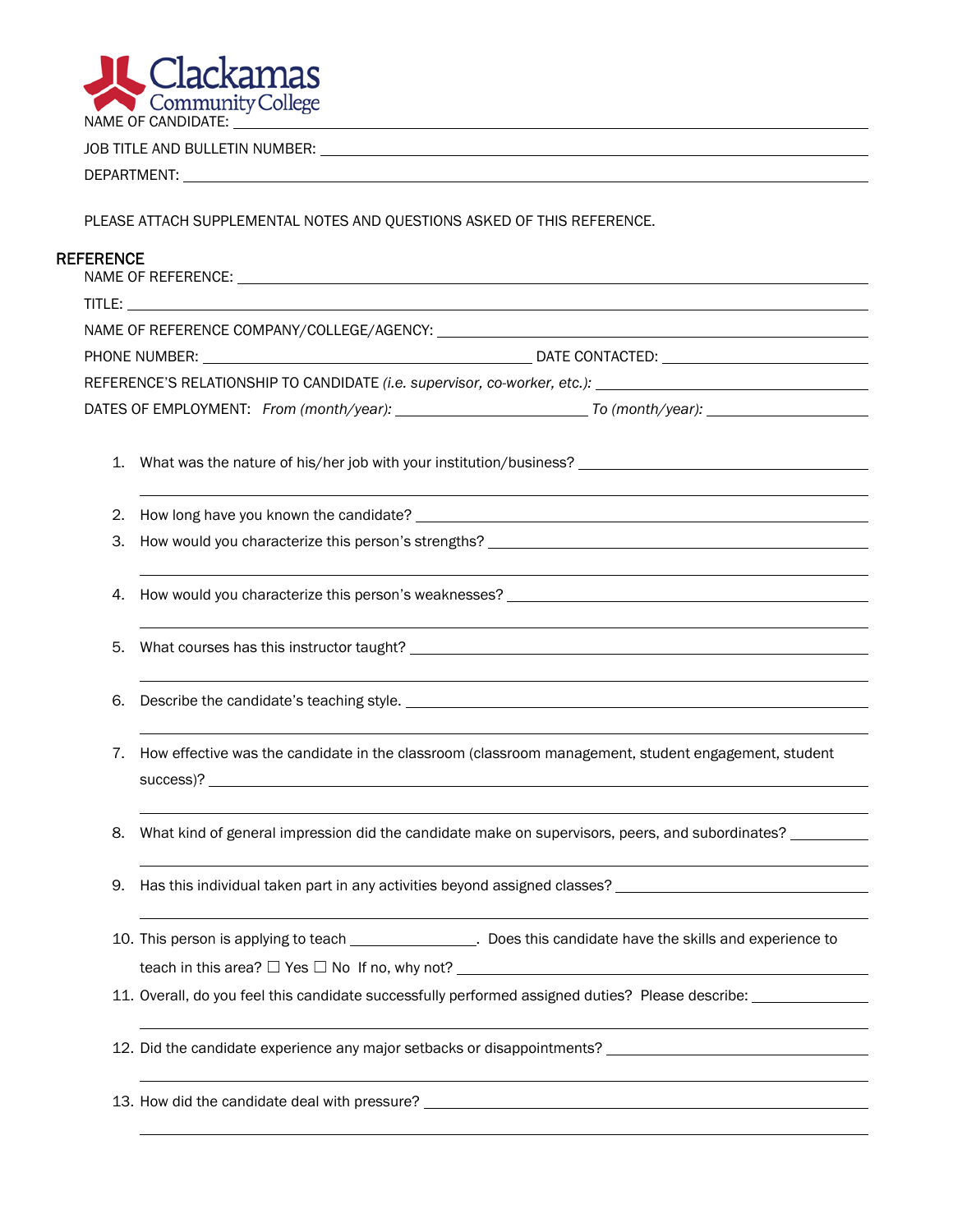Clackamas Community College

NAME OF CANDIDATE: ____________________________________________

JOB TITLE AND BULLETIN NUMBER: ____________________________________________

DEPARTMENT: ____________________________________________

PLEASE ATTACH SUPPLEMENTAL NOTES AND QUESTIONS ASKED OF THIS REFERENCE.

## REFERENCE

NAME OF REFERENCE: ____________________________________________

TITLE: ____________________________________________

NAME OF REFERENCE COMPANY/COLLEGE/AGENCY: ____________________________________________

PHONE NUMBER: ______________________ DATE CONTACTED: ______________________

REFERENCE'S RELATIONSHIP TO CANDIDATE *(i.e. supervisor, co-worker, etc.)*: ______________________

DATES OF EMPLOYMENT: *From (month/year):* ______________________ *To (month/year):* ______________________

1. What was the nature of his/her job with your institution/business? ______________________

2. How long have you known the candidate? ______________________
3. How would you characterize this person's strengths? ______________________

4. How would you characterize this person's weaknesses? ______________________

5. What courses has this instructor taught? ______________________

6. Describe the candidate's teaching style. ______________________

7. How effective was the candidate in the classroom (classroom management, student engagement, student success)? ______________________

8. What kind of general impression did the candidate make on supervisors, peers, and subordinates? ______________________

9. Has this individual taken part in any activities beyond assigned classes? ______________________

10. This person is applying to teach ______________. Does this candidate have the skills and experience to teach in this area? ☐ Yes ☐ No If no, why not? ______________________
11. Overall, do you feel this candidate successfully performed assigned duties? Please describe: ______________________

12. Did the candidate experience any major setbacks or disappointments? ______________________

13. How did the candidate deal with pressure? ______________________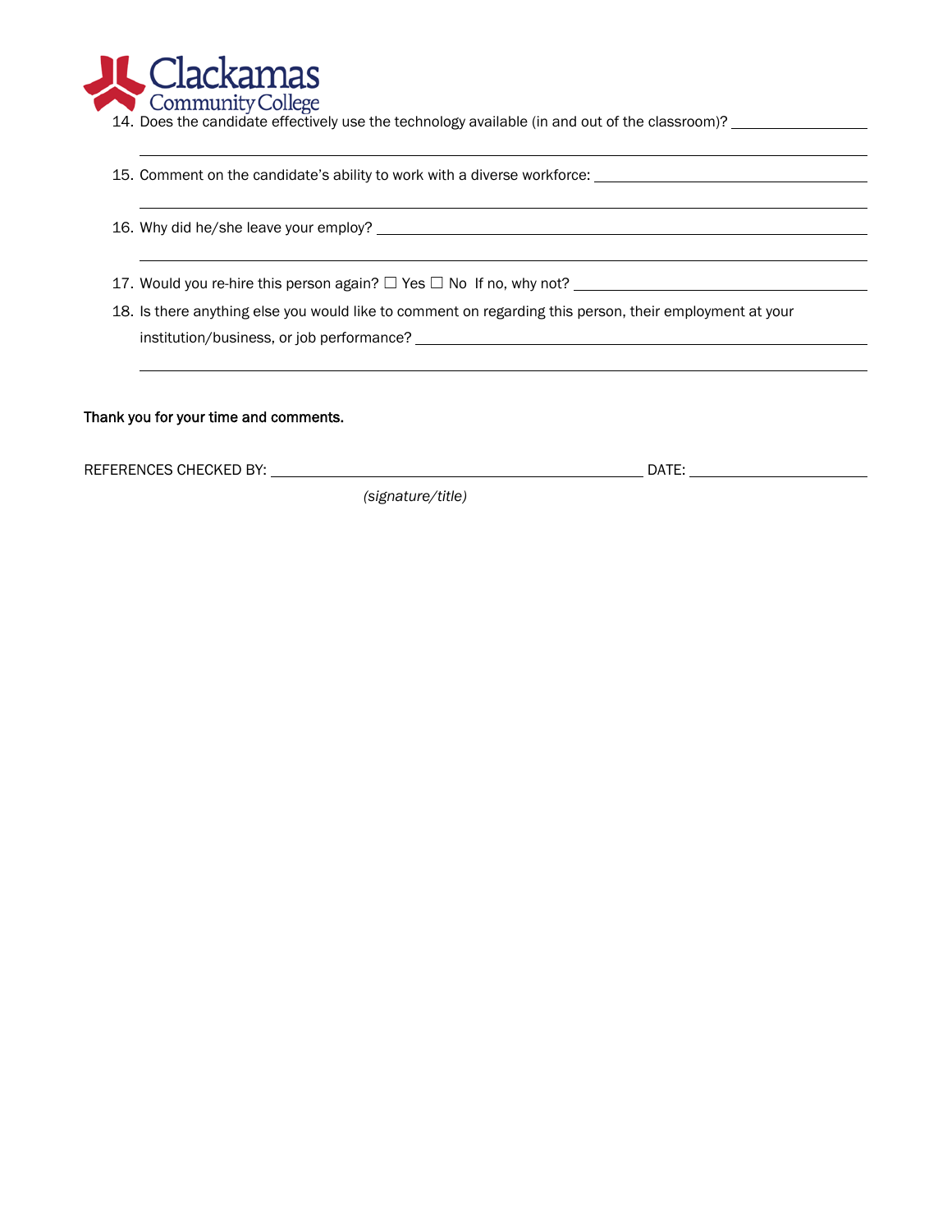14. Does the candidate effectively use the technology available (in and out of the classroom)? \_\_\_\_\_\_\_\_\_\_\_\_\_\_\_\_

15. Comment on the candidate's ability to work with a diverse workforce: \_\_\_\_\_\_\_\_\_\_\_\_\_\_\_\_

16. Why did he/she leave your employ? \_\_\_\_\_\_\_\_\_\_\_\_\_\_\_\_

17. Would you re-hire this person again? ☐ Yes ☐ No If no, why not? \_\_\_\_\_\_\_\_\_\_\_\_\_\_\_\_

18. Is there anything else you would like to comment on regarding this person, their employment at your institution/business, or job performance? \_\_\_\_\_\_\_\_\_\_\_\_\_\_\_\_

**Thank you for your time and comments.**

REFERENCES CHECKED BY: \_\_\_\_\_\_\_\_\_\_\_\_\_\_\_\_\_\_\_\_\_\_\_\_ DATE: \_\_\_\_\_\_\_\_\_\_\_\_

*(signature/title)*